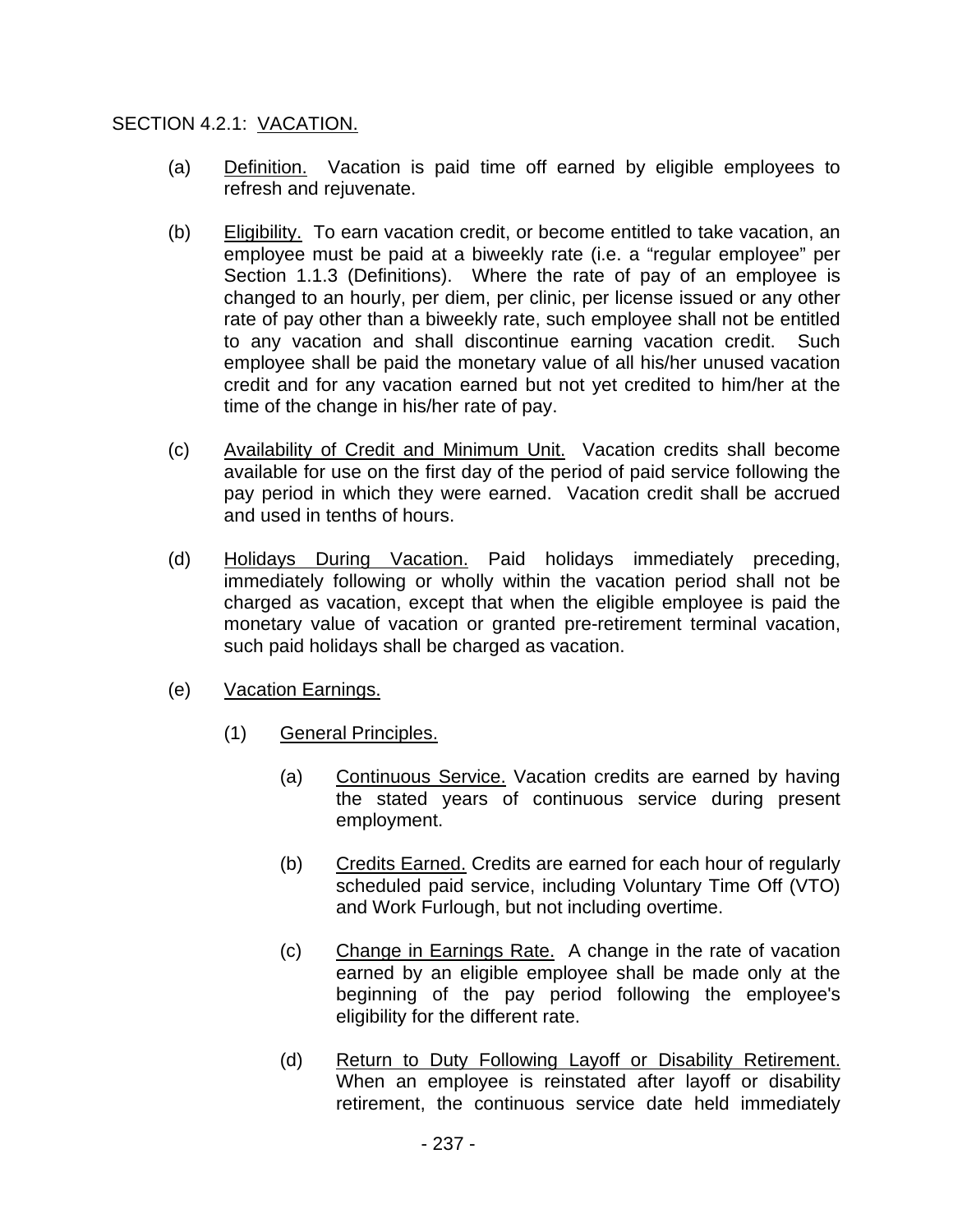## SECTION 4.2.1: VACATION.

(a) Definition. Vacation is paid time off earned by eligible employees to refresh and rejuvenate.

(b) Eligibility. To earn vacation credit, or become entitled to take vacation, an employee must be paid at a biweekly rate (i.e. a "regular employee" per Section 1.1.3 (Definitions). Where the rate of pay of an employee is changed to an hourly, per diem, per clinic, per license issued or any other rate of pay other than a biweekly rate, such employee shall not be entitled to any vacation and shall discontinue earning vacation credit. Such employee shall be paid the monetary value of all his/her unused vacation credit and for any vacation earned but not yet credited to him/her at the time of the change in his/her rate of pay.

(c) Availability of Credit and Minimum Unit. Vacation credits shall become available for use on the first day of the period of paid service following the pay period in which they were earned. Vacation credit shall be accrued and used in tenths of hours.

(d) Holidays During Vacation. Paid holidays immediately preceding, immediately following or wholly within the vacation period shall not be charged as vacation, except that when the eligible employee is paid the monetary value of vacation or granted pre-retirement terminal vacation, such paid holidays shall be charged as vacation.

(e) Vacation Earnings.

(1) General Principles.

(a) Continuous Service. Vacation credits are earned by having the stated years of continuous service during present employment.

(b) Credits Earned. Credits are earned for each hour of regularly scheduled paid service, including Voluntary Time Off (VTO) and Work Furlough, but not including overtime.

(c) Change in Earnings Rate. A change in the rate of vacation earned by an eligible employee shall be made only at the beginning of the pay period following the employee's eligibility for the different rate.

(d) Return to Duty Following Layoff or Disability Retirement. When an employee is reinstated after layoff or disability retirement, the continuous service date held immediately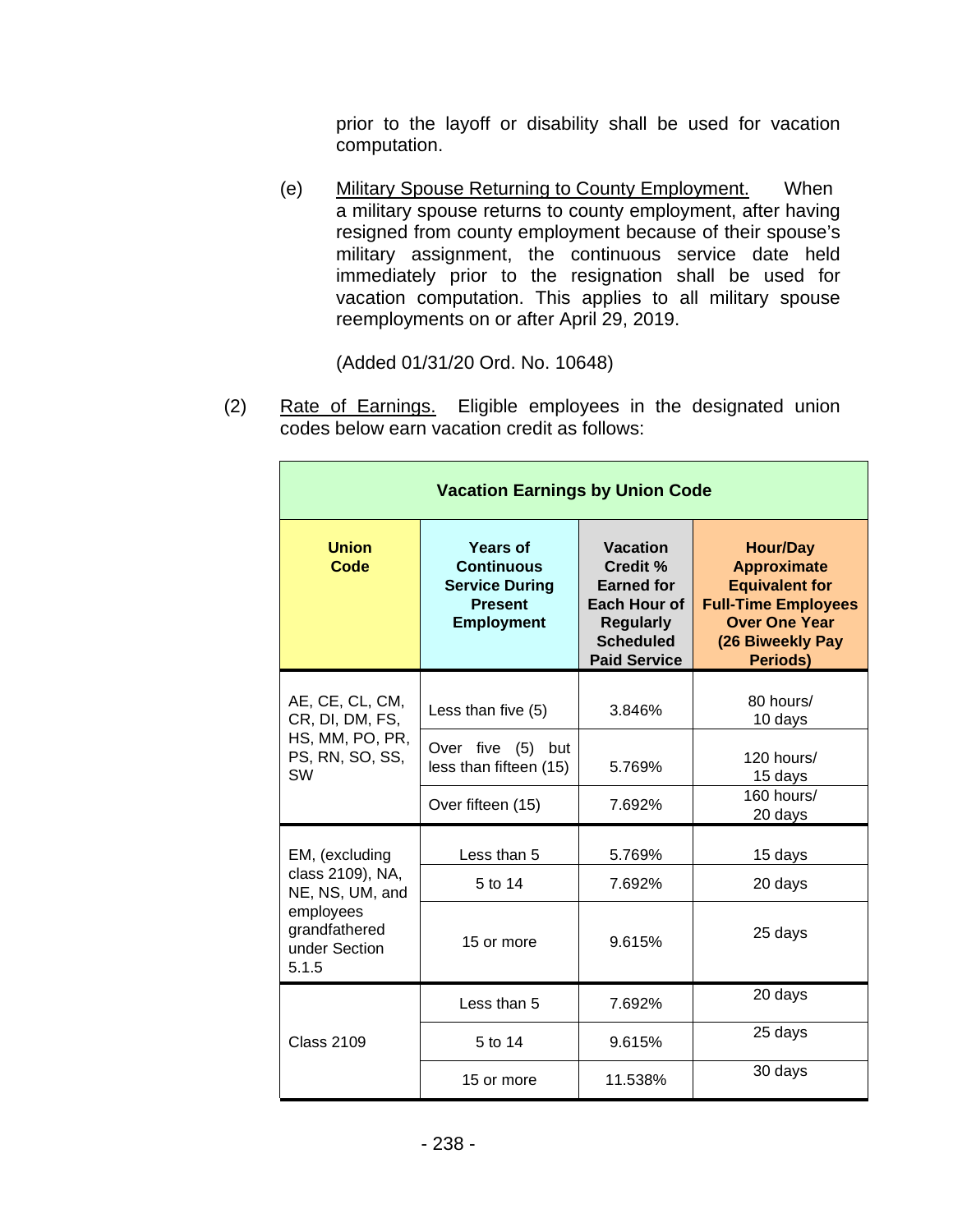prior to the layoff or disability shall be used for vacation computation.

(e) Military Spouse Returning to County Employment. When a military spouse returns to county employment, after having resigned from county employment because of their spouse's military assignment, the continuous service date held immediately prior to the resignation shall be used for vacation computation. This applies to all military spouse reemployments on or after April 29, 2019.

(Added 01/31/20 Ord. No. 10648)

(2) Rate of Earnings. Eligible employees in the designated union codes below earn vacation credit as follows:

| **Vacation Earnings by Union Code** | | | |
|---|---|---|---|
| **Union Code** | **Years of Continuous Service During Present Employment** | **Vacation Credit % Earned for Each Hour of Regularly Scheduled Paid Service** | **Hour/Day Approximate Equivalent for Full-Time Employees Over One Year (26 Biweekly Pay Periods)** |
| AE, CE, CL, CM, CR, DI, DM, FS, HS, MM, PO, PR, PS, RN, SO, SS, SW | Less than five (5) | 3.846% | 80 hours/ 10 days |
| | Over five (5) but less than fifteen (15) | 5.769% | 120 hours/ 15 days |
| | Over fifteen (15) | 7.692% | 160 hours/ 20 days |
| EM, (excluding class 2109), NA, NE, NS, UM, and employees grandfathered under Section 5.1.5 | Less than 5 | 5.769% | 15 days |
| | 5 to 14 | 7.692% | 20 days |
| | 15 or more | 9.615% | 25 days |
| Class 2109 | Less than 5 | 7.692% | 20 days |
| | 5 to 14 | 9.615% | 25 days |
| | 15 or more | 11.538% | 30 days |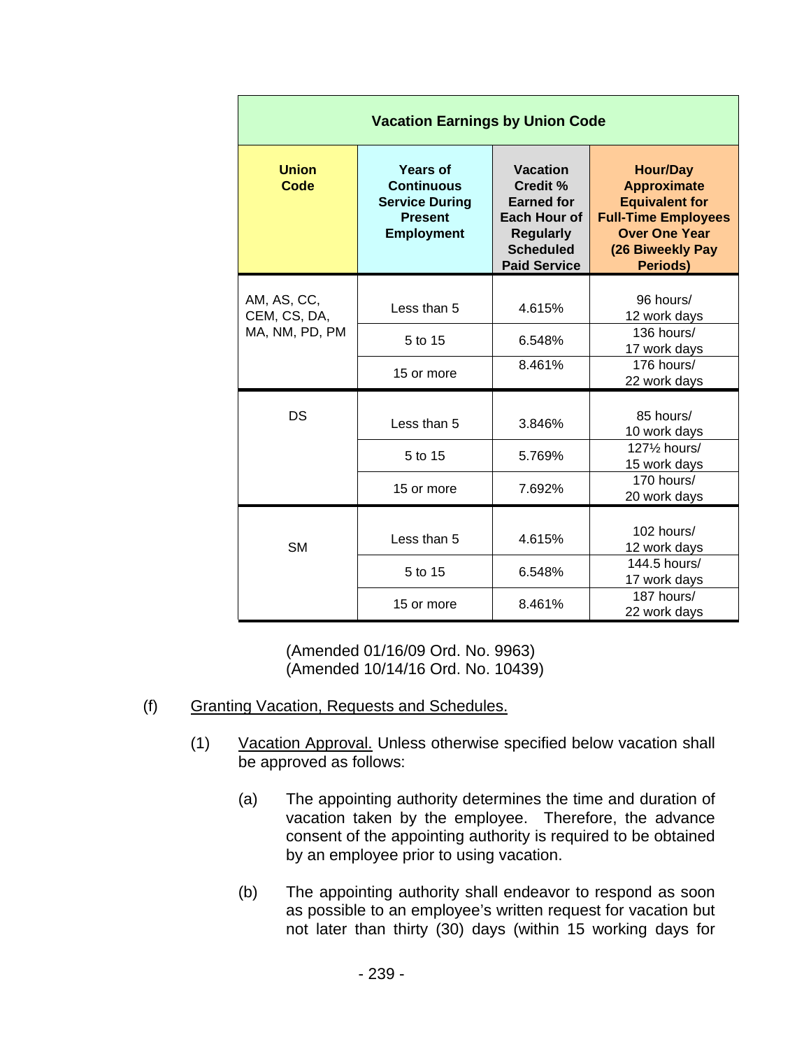| Vacation Earnings by Union Code | | | |
|---|---|---|---|
| **Union Code** | **Years of Continuous Service During Present Employment** | **Vacation Credit % Earned for Each Hour of Regularly Scheduled Paid Service** | **Hour/Day Approximate Equivalent for Full-Time Employees Over One Year (26 Biweekly Pay Periods)** |
| AM, AS, CC, CEM, CS, DA, MA, NM, PD, PM | Less than 5 | 4.615% | 96 hours/ 12 work days |
| | 5 to 15 | 6.548% | 136 hours/ 17 work days |
| | 15 or more | 8.461% | 176 hours/ 22 work days |
| DS | Less than 5 | 3.846% | 85 hours/ 10 work days |
| | 5 to 15 | 5.769% | 127½ hours/ 15 work days |
| | 15 or more | 7.692% | 170 hours/ 20 work days |
| SM | Less than 5 | 4.615% | 102 hours/ 12 work days |
| | 5 to 15 | 6.548% | 144.5 hours/ 17 work days |
| | 15 or more | 8.461% | 187 hours/ 22 work days |

(Amended 01/16/09 Ord. No. 9963)
(Amended 10/14/16 Ord. No. 10439)

(f) Granting Vacation, Requests and Schedules.

(1) Vacation Approval. Unless otherwise specified below vacation shall be approved as follows:

(a) The appointing authority determines the time and duration of vacation taken by the employee. Therefore, the advance consent of the appointing authority is required to be obtained by an employee prior to using vacation.

(b) The appointing authority shall endeavor to respond as soon as possible to an employee's written request for vacation but not later than thirty (30) days (within 15 working days for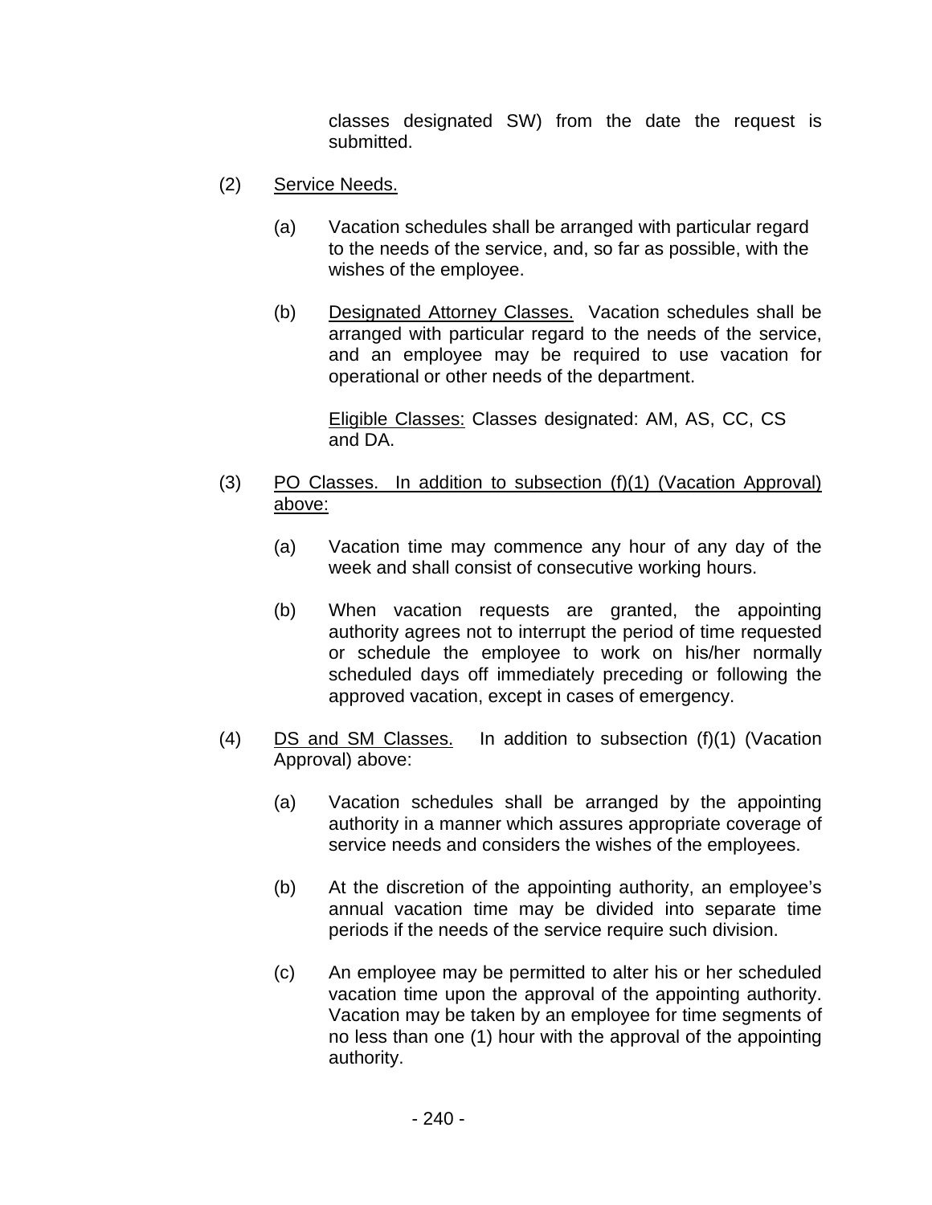classes designated SW) from the date the request is submitted.

(2) Service Needs.

(a) Vacation schedules shall be arranged with particular regard to the needs of the service, and, so far as possible, with the wishes of the employee.

(b) Designated Attorney Classes. Vacation schedules shall be arranged with particular regard to the needs of the service, and an employee may be required to use vacation for operational or other needs of the department.

Eligible Classes: Classes designated: AM, AS, CC, CS and DA.

(3) PO Classes. In addition to subsection (f)(1) (Vacation Approval) above:

(a) Vacation time may commence any hour of any day of the week and shall consist of consecutive working hours.

(b) When vacation requests are granted, the appointing authority agrees not to interrupt the period of time requested or schedule the employee to work on his/her normally scheduled days off immediately preceding or following the approved vacation, except in cases of emergency.

(4) DS and SM Classes. In addition to subsection (f)(1) (Vacation Approval) above:

(a) Vacation schedules shall be arranged by the appointing authority in a manner which assures appropriate coverage of service needs and considers the wishes of the employees.

(b) At the discretion of the appointing authority, an employee's annual vacation time may be divided into separate time periods if the needs of the service require such division.

(c) An employee may be permitted to alter his or her scheduled vacation time upon the approval of the appointing authority. Vacation may be taken by an employee for time segments of no less than one (1) hour with the approval of the appointing authority.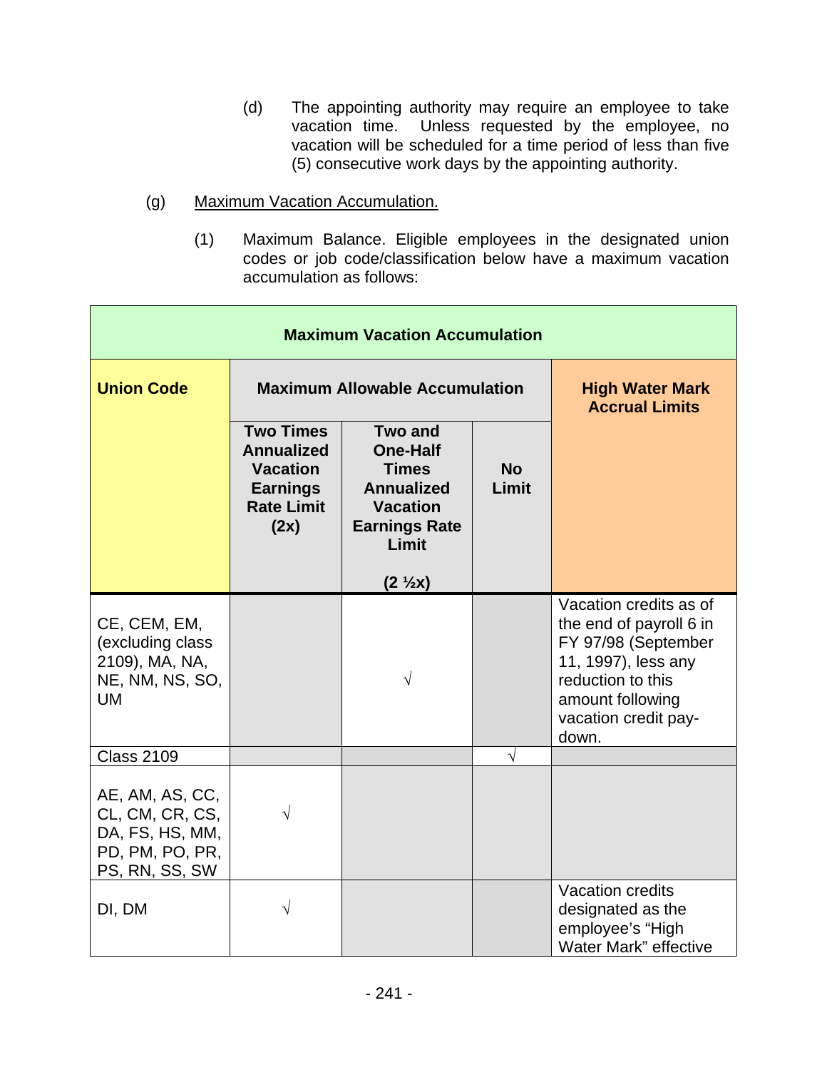(d) The appointing authority may require an employee to take vacation time. Unless requested by the employee, no vacation will be scheduled for a time period of less than five (5) consecutive work days by the appointing authority.

(g) Maximum Vacation Accumulation.

(1) Maximum Balance. Eligible employees in the designated union codes or job code/classification below have a maximum vacation accumulation as follows:

| **Maximum Vacation Accumulation** | | | | |
|---|---|---|---|---|
| **Union Code** | **Maximum Allowable Accumulation** | | | **High Water Mark Accrual Limits** |
| | **Two Times Annualized Vacation Earnings Rate Limit (2x)** | **Two and One-Half Times Annualized Vacation Earnings Rate Limit (2 ½x)** | **No Limit** | |
| CE, CEM, EM, (excluding class 2109), MA, NA, NE, NM, NS, SO, UM | | √ | | Vacation credits as of the end of payroll 6 in FY 97/98 (September 11, 1997), less any reduction to this amount following vacation credit pay-down. |
| Class 2109 | | | √ | |
| AE, AM, AS, CC, CL, CM, CR, CS, DA, FS, HS, MM, PD, PM, PO, PR, PS, RN, SS, SW | √ | | | |
| DI, DM | √ | | | Vacation credits designated as the employee's "High Water Mark" effective |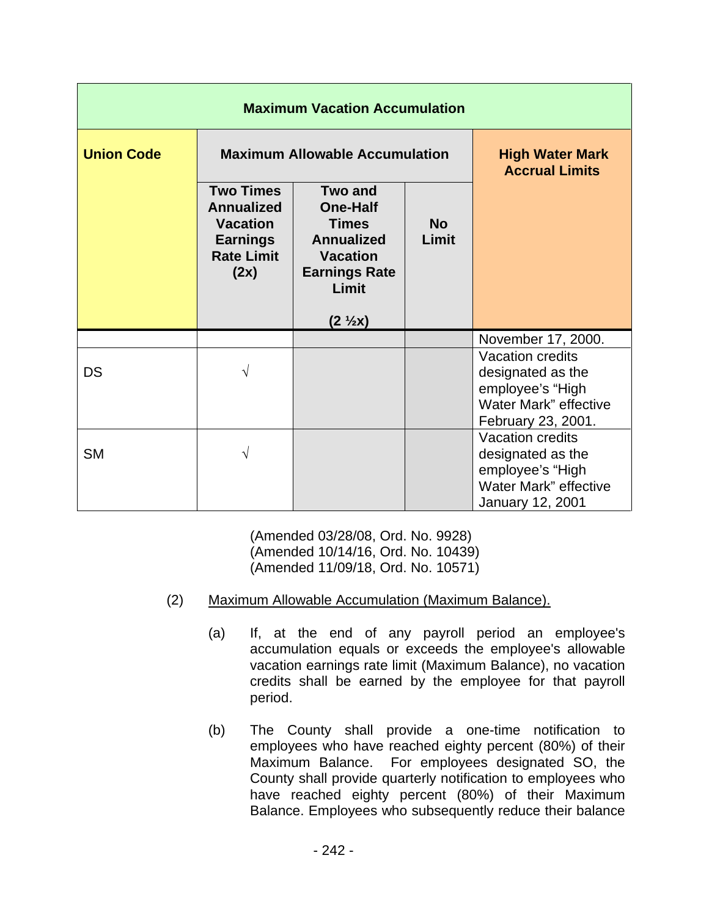| Maximum Vacation Accumulation | | | | |
|---|---|---|---|---|
| **Union Code** | **Maximum Allowable Accumulation** | | | **High Water Mark Accrual Limits** |
| | **Two Times Annualized Vacation Earnings Rate Limit (2x)** | **Two and One-Half Times Annualized Vacation Earnings Rate Limit (2 ½x)** | **No Limit** | |
| | | | | November 17, 2000. |
| DS | √ | | | Vacation credits designated as the employee's "High Water Mark" effective February 23, 2001. |
| SM | √ | | | Vacation credits designated as the employee's "High Water Mark" effective January 12, 2001 |

(Amended 03/28/08, Ord. No. 9928)
(Amended 10/14/16, Ord. No. 10439)
(Amended 11/09/18, Ord. No. 10571)

(2) Maximum Allowable Accumulation (Maximum Balance).

(a) If, at the end of any payroll period an employee's accumulation equals or exceeds the employee's allowable vacation earnings rate limit (Maximum Balance), no vacation credits shall be earned by the employee for that payroll period.

(b) The County shall provide a one-time notification to employees who have reached eighty percent (80%) of their Maximum Balance. For employees designated SO, the County shall provide quarterly notification to employees who have reached eighty percent (80%) of their Maximum Balance. Employees who subsequently reduce their balance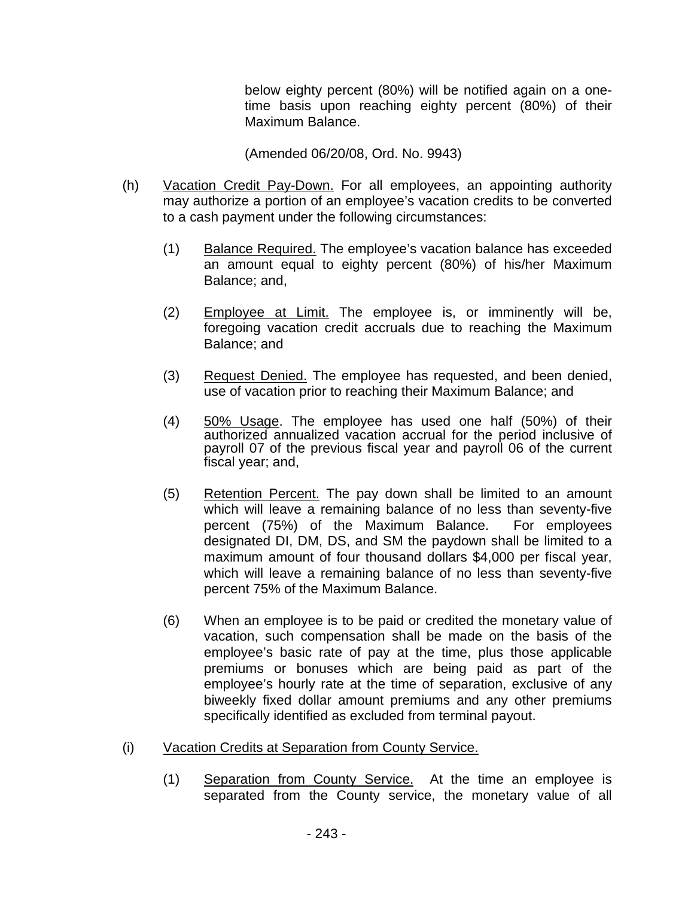below eighty percent (80%) will be notified again on a one-time basis upon reaching eighty percent (80%) of their Maximum Balance.

(Amended 06/20/08, Ord. No. 9943)

(h) Vacation Credit Pay-Down. For all employees, an appointing authority may authorize a portion of an employee's vacation credits to be converted to a cash payment under the following circumstances:

(1) Balance Required. The employee's vacation balance has exceeded an amount equal to eighty percent (80%) of his/her Maximum Balance; and,

(2) Employee at Limit. The employee is, or imminently will be, foregoing vacation credit accruals due to reaching the Maximum Balance; and

(3) Request Denied. The employee has requested, and been denied, use of vacation prior to reaching their Maximum Balance; and

(4) 50% Usage. The employee has used one half (50%) of their authorized annualized vacation accrual for the period inclusive of payroll 07 of the previous fiscal year and payroll 06 of the current fiscal year; and,

(5) Retention Percent. The pay down shall be limited to an amount which will leave a remaining balance of no less than seventy-five percent (75%) of the Maximum Balance. For employees designated DI, DM, DS, and SM the paydown shall be limited to a maximum amount of four thousand dollars $4,000 per fiscal year, which will leave a remaining balance of no less than seventy-five percent 75% of the Maximum Balance.

(6) When an employee is to be paid or credited the monetary value of vacation, such compensation shall be made on the basis of the employee's basic rate of pay at the time, plus those applicable premiums or bonuses which are being paid as part of the employee's hourly rate at the time of separation, exclusive of any biweekly fixed dollar amount premiums and any other premiums specifically identified as excluded from terminal payout.

(i) Vacation Credits at Separation from County Service.

(1) Separation from County Service. At the time an employee is separated from the County service, the monetary value of all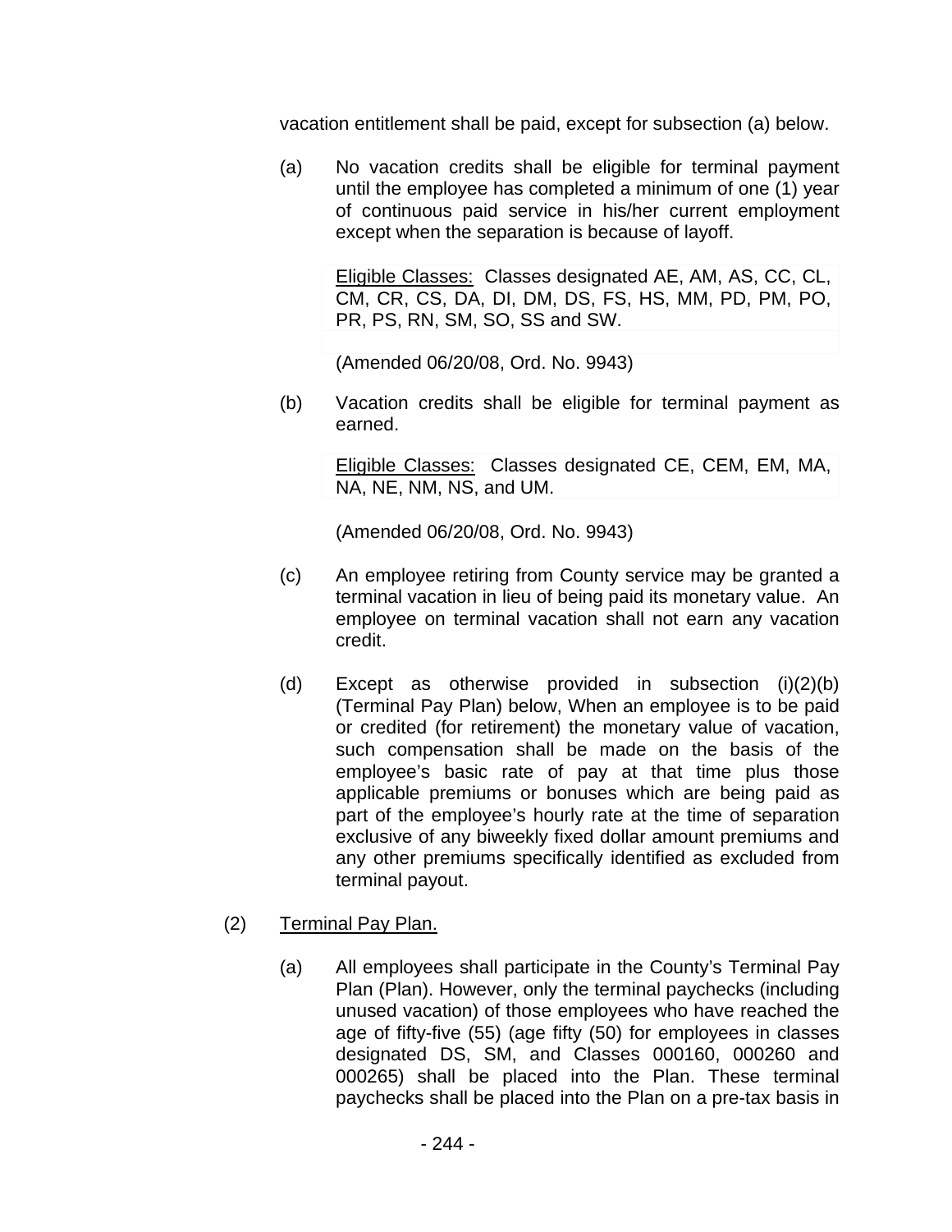vacation entitlement shall be paid, except for subsection (a) below.

(a) No vacation credits shall be eligible for terminal payment until the employee has completed a minimum of one (1) year of continuous paid service in his/her current employment except when the separation is because of layoff.

Eligible Classes: Classes designated AE, AM, AS, CC, CL, CM, CR, CS, DA, DI, DM, DS, FS, HS, MM, PD, PM, PO, PR, PS, RN, SM, SO, SS and SW.

(Amended 06/20/08, Ord. No. 9943)

(b) Vacation credits shall be eligible for terminal payment as earned.

Eligible Classes: Classes designated CE, CEM, EM, MA, NA, NE, NM, NS, and UM.

(Amended 06/20/08, Ord. No. 9943)

(c) An employee retiring from County service may be granted a terminal vacation in lieu of being paid its monetary value. An employee on terminal vacation shall not earn any vacation credit.

(d) Except as otherwise provided in subsection (i)(2)(b) (Terminal Pay Plan) below, When an employee is to be paid or credited (for retirement) the monetary value of vacation, such compensation shall be made on the basis of the employee's basic rate of pay at that time plus those applicable premiums or bonuses which are being paid as part of the employee's hourly rate at the time of separation exclusive of any biweekly fixed dollar amount premiums and any other premiums specifically identified as excluded from terminal payout.

(2) Terminal Pay Plan.

(a) All employees shall participate in the County's Terminal Pay Plan (Plan). However, only the terminal paychecks (including unused vacation) of those employees who have reached the age of fifty-five (55) (age fifty (50) for employees in classes designated DS, SM, and Classes 000160, 000260 and 000265) shall be placed into the Plan. These terminal paychecks shall be placed into the Plan on a pre-tax basis in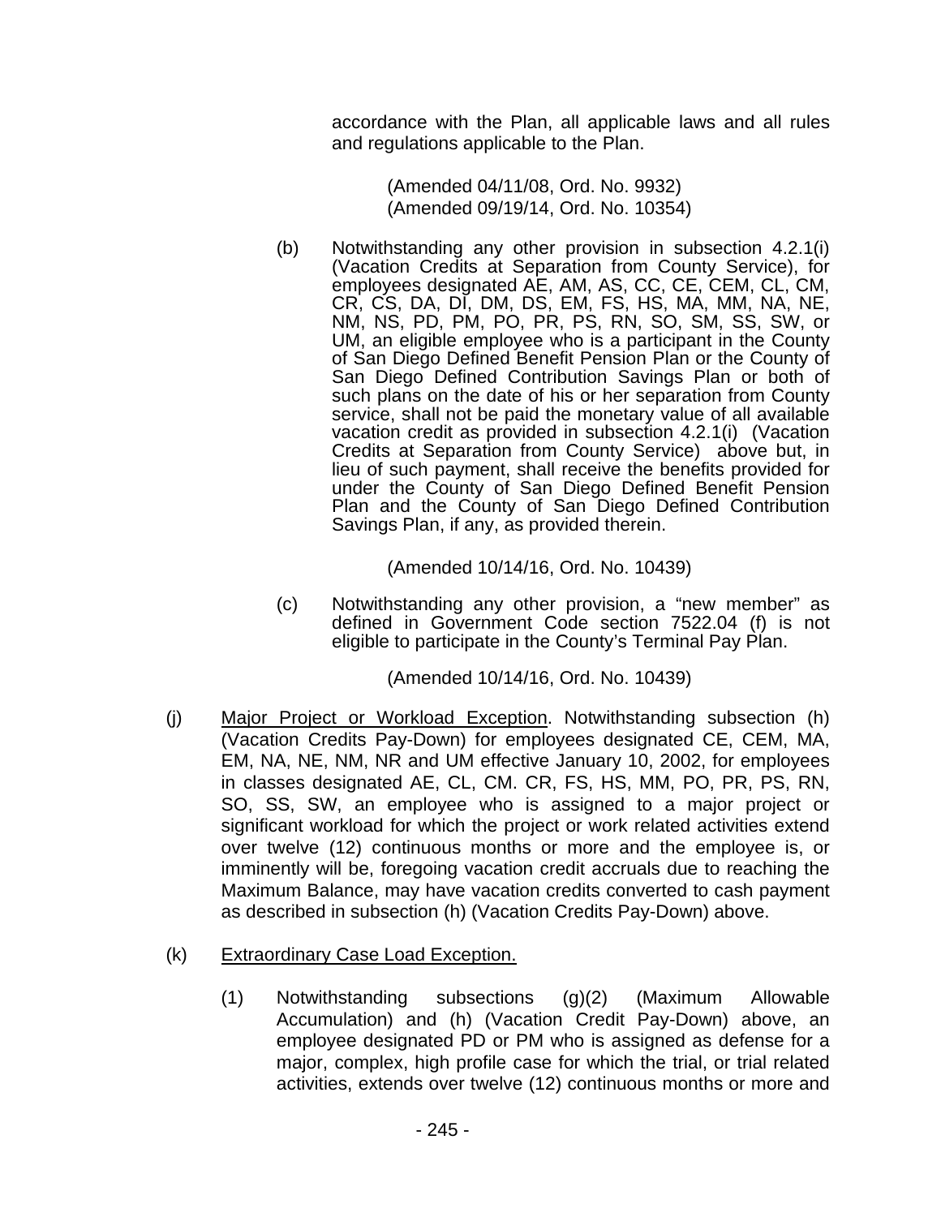accordance with the Plan, all applicable laws and all rules and regulations applicable to the Plan.

(Amended 04/11/08, Ord. No. 9932)
(Amended 09/19/14, Ord. No. 10354)

(b) Notwithstanding any other provision in subsection 4.2.1(i) (Vacation Credits at Separation from County Service), for employees designated AE, AM, AS, CC, CE, CEM, CL, CM, CR, CS, DA, DI, DM, DS, EM, FS, HS, MA, MM, NA, NE, NM, NS, PD, PM, PO, PR, PS, RN, SO, SM, SS, SW, or UM, an eligible employee who is a participant in the County of San Diego Defined Benefit Pension Plan or the County of San Diego Defined Contribution Savings Plan or both of such plans on the date of his or her separation from County service, shall not be paid the monetary value of all available vacation credit as provided in subsection 4.2.1(i) (Vacation Credits at Separation from County Service) above but, in lieu of such payment, shall receive the benefits provided for under the County of San Diego Defined Benefit Pension Plan and the County of San Diego Defined Contribution Savings Plan, if any, as provided therein.

(Amended 10/14/16, Ord. No. 10439)

(c) Notwithstanding any other provision, a "new member" as defined in Government Code section 7522.04 (f) is not eligible to participate in the County's Terminal Pay Plan.

(Amended 10/14/16, Ord. No. 10439)

(j) Major Project or Workload Exception. Notwithstanding subsection (h) (Vacation Credits Pay-Down) for employees designated CE, CEM, MA, EM, NA, NE, NM, NR and UM effective January 10, 2002, for employees in classes designated AE, CL, CM. CR, FS, HS, MM, PO, PR, PS, RN, SO, SS, SW, an employee who is assigned to a major project or significant workload for which the project or work related activities extend over twelve (12) continuous months or more and the employee is, or imminently will be, foregoing vacation credit accruals due to reaching the Maximum Balance, may have vacation credits converted to cash payment as described in subsection (h) (Vacation Credits Pay-Down) above.

(k) Extraordinary Case Load Exception.

(1) Notwithstanding subsections (g)(2) (Maximum Allowable Accumulation) and (h) (Vacation Credit Pay-Down) above, an employee designated PD or PM who is assigned as defense for a major, complex, high profile case for which the trial, or trial related activities, extends over twelve (12) continuous months or more and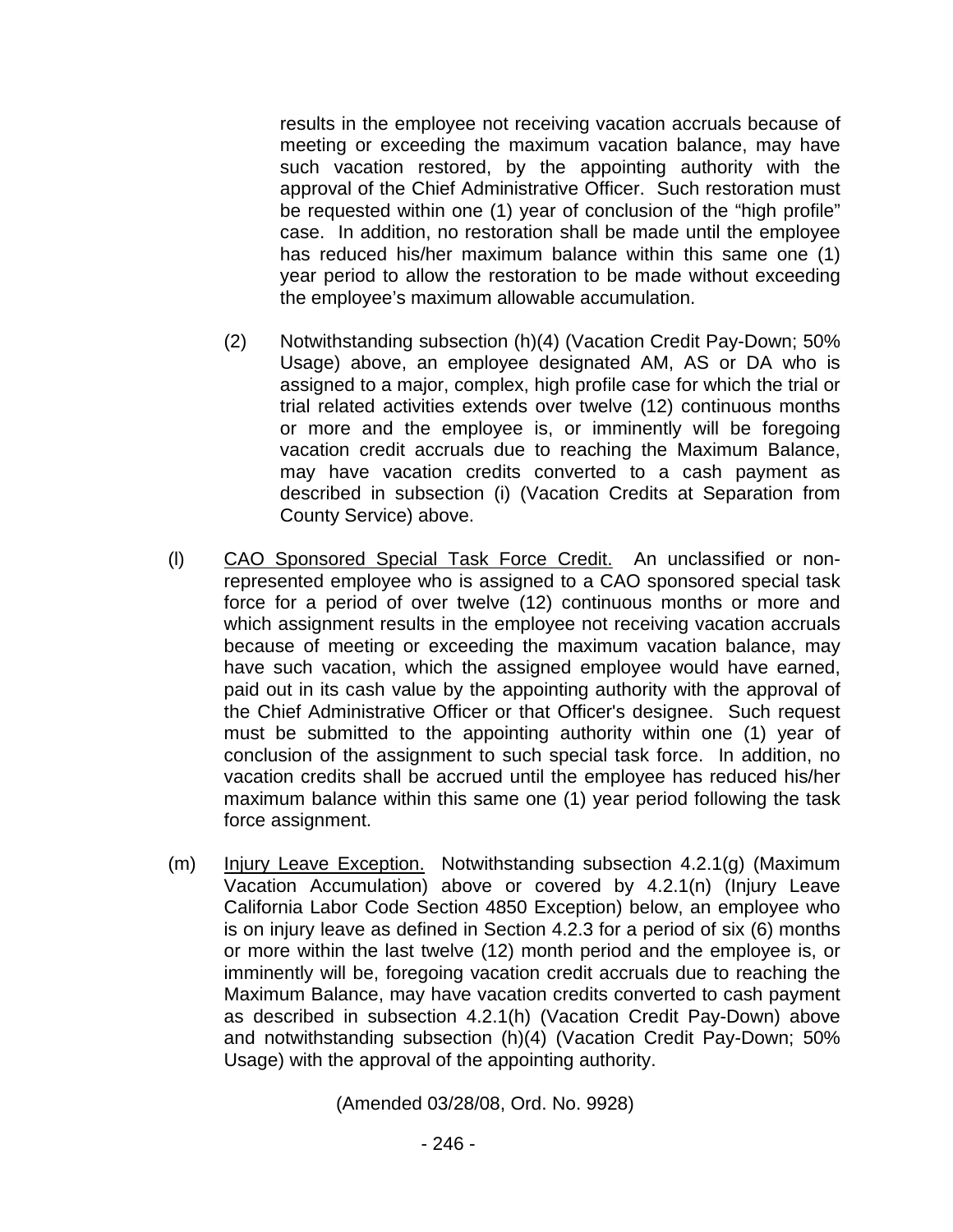results in the employee not receiving vacation accruals because of meeting or exceeding the maximum vacation balance, may have such vacation restored, by the appointing authority with the approval of the Chief Administrative Officer. Such restoration must be requested within one (1) year of conclusion of the "high profile" case. In addition, no restoration shall be made until the employee has reduced his/her maximum balance within this same one (1) year period to allow the restoration to be made without exceeding the employee's maximum allowable accumulation.

(2) Notwithstanding subsection (h)(4) (Vacation Credit Pay-Down; 50% Usage) above, an employee designated AM, AS or DA who is assigned to a major, complex, high profile case for which the trial or trial related activities extends over twelve (12) continuous months or more and the employee is, or imminently will be foregoing vacation credit accruals due to reaching the Maximum Balance, may have vacation credits converted to a cash payment as described in subsection (i) (Vacation Credits at Separation from County Service) above.

(l) CAO Sponsored Special Task Force Credit. An unclassified or non-represented employee who is assigned to a CAO sponsored special task force for a period of over twelve (12) continuous months or more and which assignment results in the employee not receiving vacation accruals because of meeting or exceeding the maximum vacation balance, may have such vacation, which the assigned employee would have earned, paid out in its cash value by the appointing authority with the approval of the Chief Administrative Officer or that Officer's designee. Such request must be submitted to the appointing authority within one (1) year of conclusion of the assignment to such special task force. In addition, no vacation credits shall be accrued until the employee has reduced his/her maximum balance within this same one (1) year period following the task force assignment.

(m) Injury Leave Exception. Notwithstanding subsection 4.2.1(g) (Maximum Vacation Accumulation) above or covered by 4.2.1(n) (Injury Leave California Labor Code Section 4850 Exception) below, an employee who is on injury leave as defined in Section 4.2.3 for a period of six (6) months or more within the last twelve (12) month period and the employee is, or imminently will be, foregoing vacation credit accruals due to reaching the Maximum Balance, may have vacation credits converted to cash payment as described in subsection 4.2.1(h) (Vacation Credit Pay-Down) above and notwithstanding subsection (h)(4) (Vacation Credit Pay-Down; 50% Usage) with the approval of the appointing authority.

(Amended 03/28/08, Ord. No. 9928)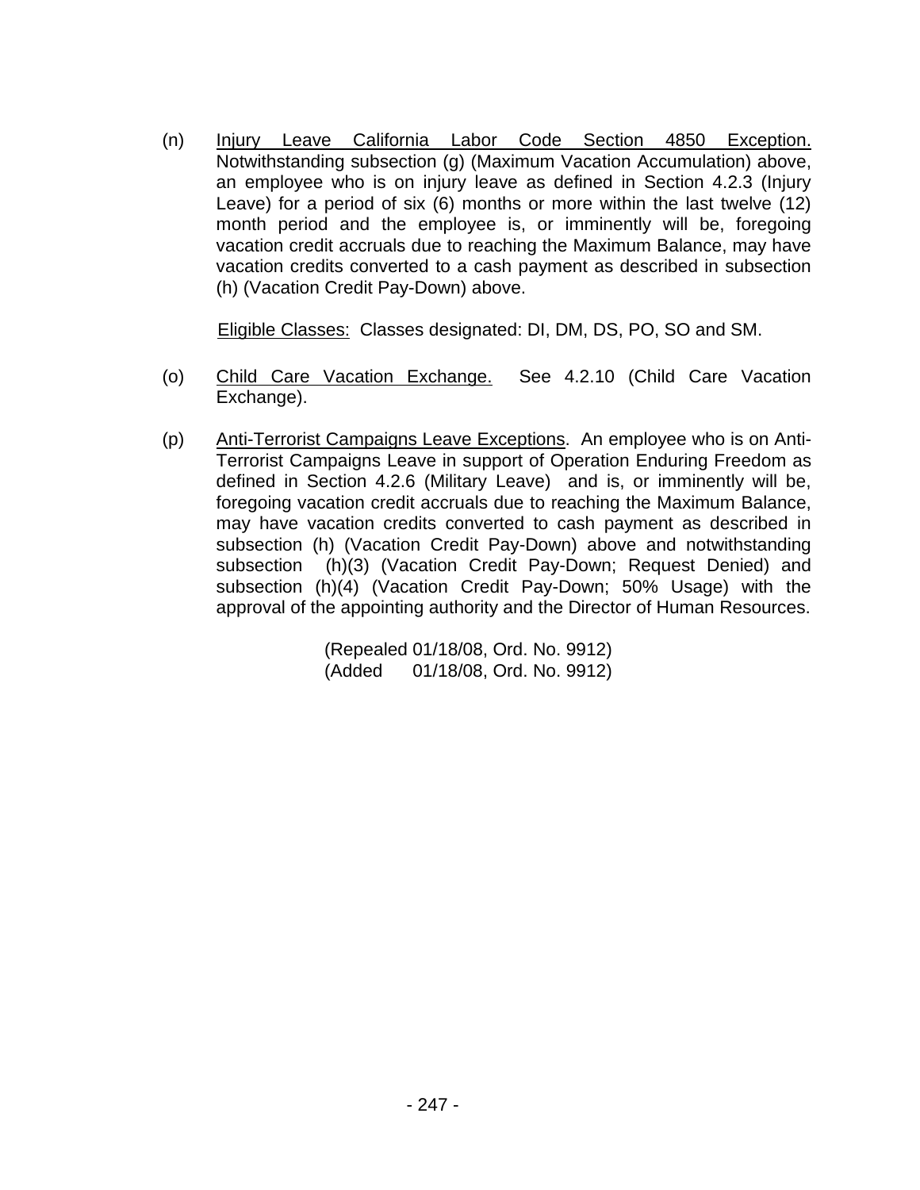(n) Injury Leave California Labor Code Section 4850 Exception. Notwithstanding subsection (g) (Maximum Vacation Accumulation) above, an employee who is on injury leave as defined in Section 4.2.3 (Injury Leave) for a period of six (6) months or more within the last twelve (12) month period and the employee is, or imminently will be, foregoing vacation credit accruals due to reaching the Maximum Balance, may have vacation credits converted to a cash payment as described in subsection (h) (Vacation Credit Pay-Down) above.

Eligible Classes: Classes designated: DI, DM, DS, PO, SO and SM.

(o) Child Care Vacation Exchange. See 4.2.10 (Child Care Vacation Exchange).

(p) Anti-Terrorist Campaigns Leave Exceptions. An employee who is on Anti-Terrorist Campaigns Leave in support of Operation Enduring Freedom as defined in Section 4.2.6 (Military Leave) and is, or imminently will be, foregoing vacation credit accruals due to reaching the Maximum Balance, may have vacation credits converted to cash payment as described in subsection (h) (Vacation Credit Pay-Down) above and notwithstanding subsection (h)(3) (Vacation Credit Pay-Down; Request Denied) and subsection (h)(4) (Vacation Credit Pay-Down; 50% Usage) with the approval of the appointing authority and the Director of Human Resources.

(Repealed 01/18/08, Ord. No. 9912)
(Added 01/18/08, Ord. No. 9912)